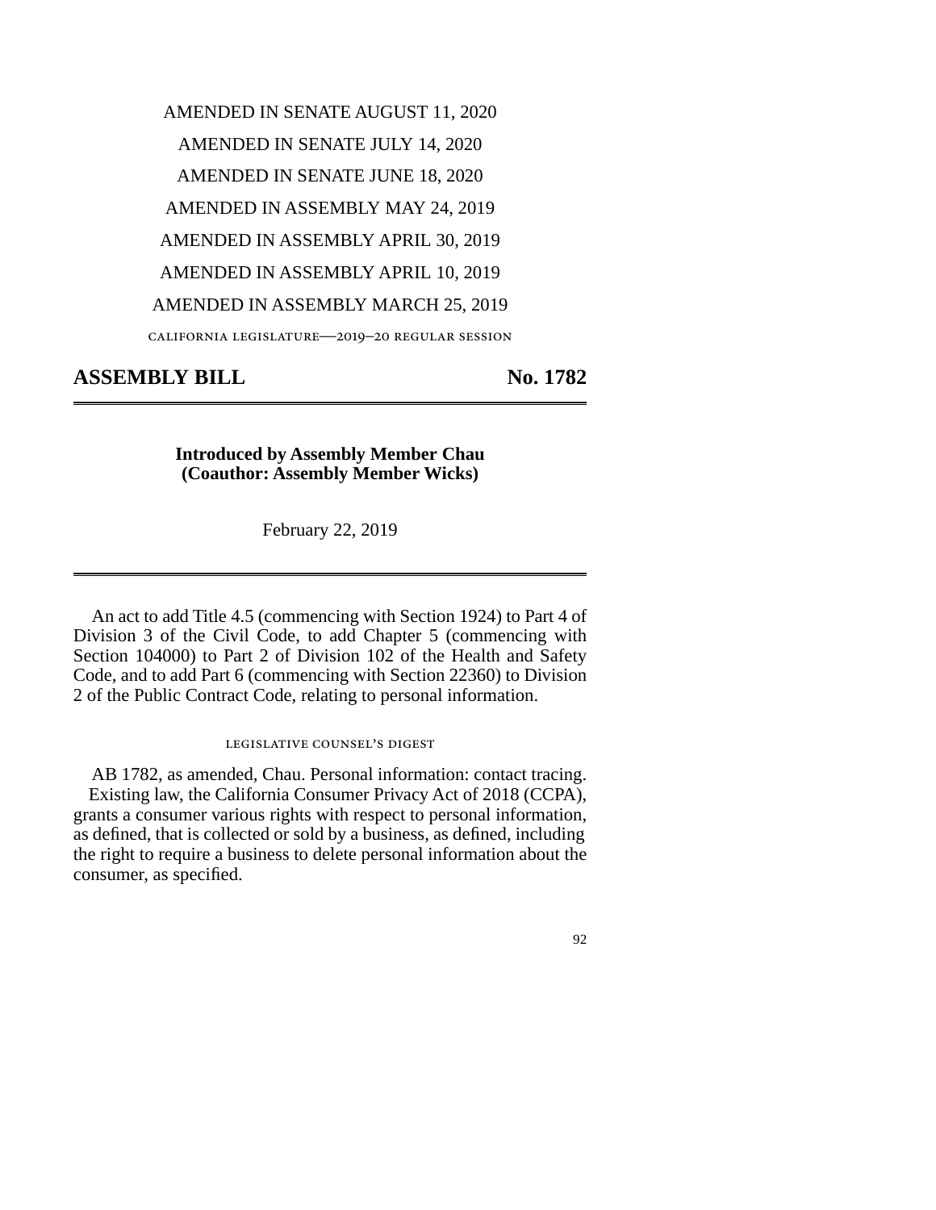AMENDED IN SENATE AUGUST 11, 2020

AMENDED IN SENATE JULY 14, 2020

AMENDED IN SENATE JUNE 18, 2020

AMENDED IN ASSEMBLY MAY 24, 2019

AMENDED IN ASSEMBLY APRIL 30, 2019

AMENDED IN ASSEMBLY APRIL 10, 2019

AMENDED IN ASSEMBLY MARCH 25, 2019

CALIFORNIA LEGISLATURE—2019–20 REGULAR SESSION

# ASSEMBLY BILL No. 1782

**Introduced by Assembly Member Chau**
**(Coauthor: Assembly Member Wicks)**

February 22, 2019

An act to add Title 4.5 (commencing with Section 1924) to Part 4 of Division 3 of the Civil Code, to add Chapter 5 (commencing with Section 104000) to Part 2 of Division 102 of the Health and Safety Code, and to add Part 6 (commencing with Section 22360) to Division 2 of the Public Contract Code, relating to personal information.

## LEGISLATIVE COUNSEL'S DIGEST

AB 1782, as amended, Chau. Personal information: contact tracing.

Existing law, the California Consumer Privacy Act of 2018 (CCPA), grants a consumer various rights with respect to personal information, as defined, that is collected or sold by a business, as defined, including the right to require a business to delete personal information about the consumer, as specified.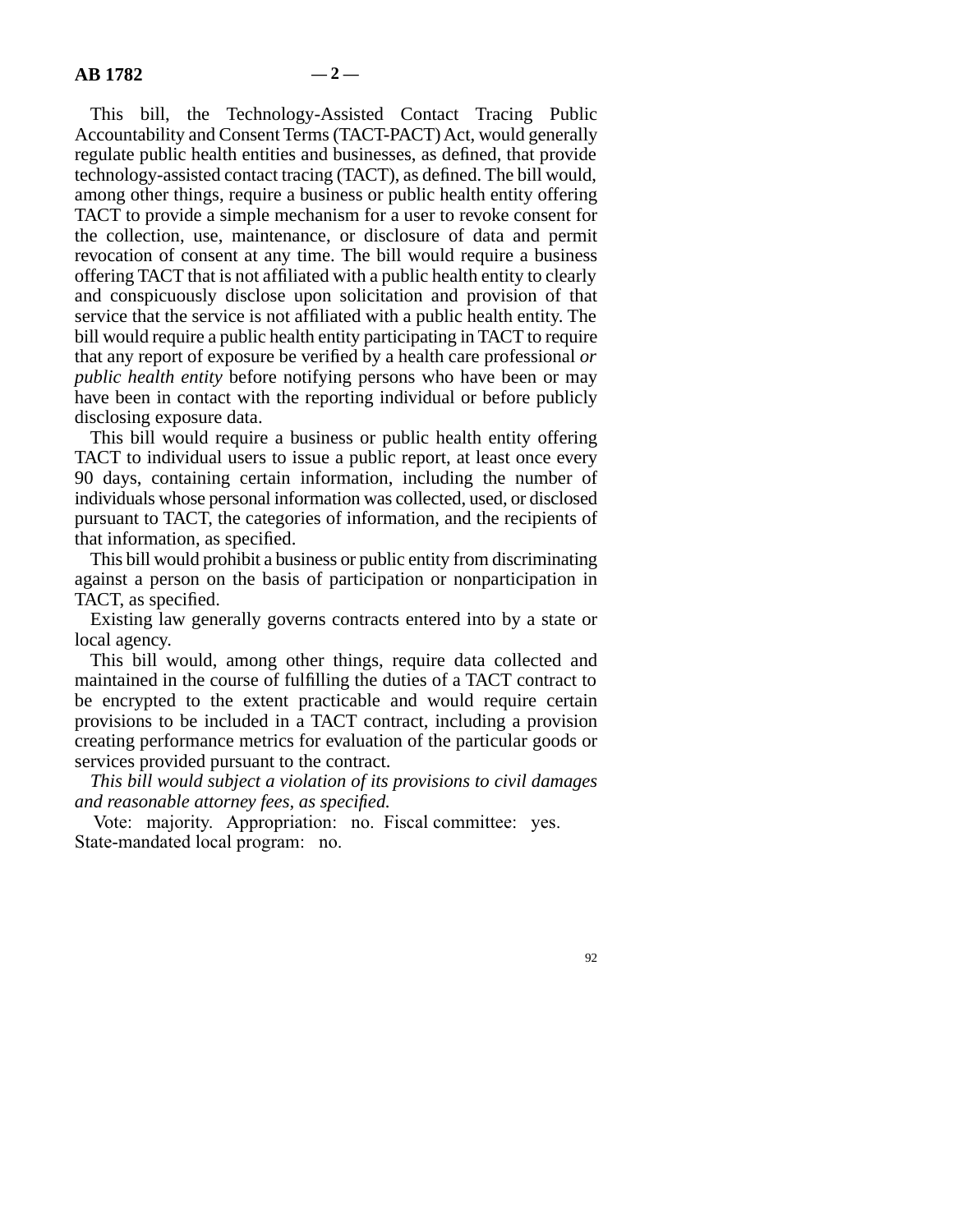This bill, the Technology-Assisted Contact Tracing Public Accountability and Consent Terms (TACT-PACT) Act, would generally regulate public health entities and businesses, as defined, that provide technology-assisted contact tracing (TACT), as defined. The bill would, among other things, require a business or public health entity offering TACT to provide a simple mechanism for a user to revoke consent for the collection, use, maintenance, or disclosure of data and permit revocation of consent at any time. The bill would require a business offering TACT that is not affiliated with a public health entity to clearly and conspicuously disclose upon solicitation and provision of that service that the service is not affiliated with a public health entity. The bill would require a public health entity participating in TACT to require that any report of exposure be verified by a health care professional *or public health entity* before notifying persons who have been or may have been in contact with the reporting individual or before publicly disclosing exposure data.

This bill would require a business or public health entity offering TACT to individual users to issue a public report, at least once every 90 days, containing certain information, including the number of individuals whose personal information was collected, used, or disclosed pursuant to TACT, the categories of information, and the recipients of that information, as specified.

This bill would prohibit a business or public entity from discriminating against a person on the basis of participation or nonparticipation in TACT, as specified.

Existing law generally governs contracts entered into by a state or local agency.

This bill would, among other things, require data collected and maintained in the course of fulfilling the duties of a TACT contract to be encrypted to the extent practicable and would require certain provisions to be included in a TACT contract, including a provision creating performance metrics for evaluation of the particular goods or services provided pursuant to the contract.

*This bill would subject a violation of its provisions to civil damages and reasonable attorney fees, as specified.*

Vote: majority. Appropriation: no. Fiscal committee: yes. State-mandated local program: no.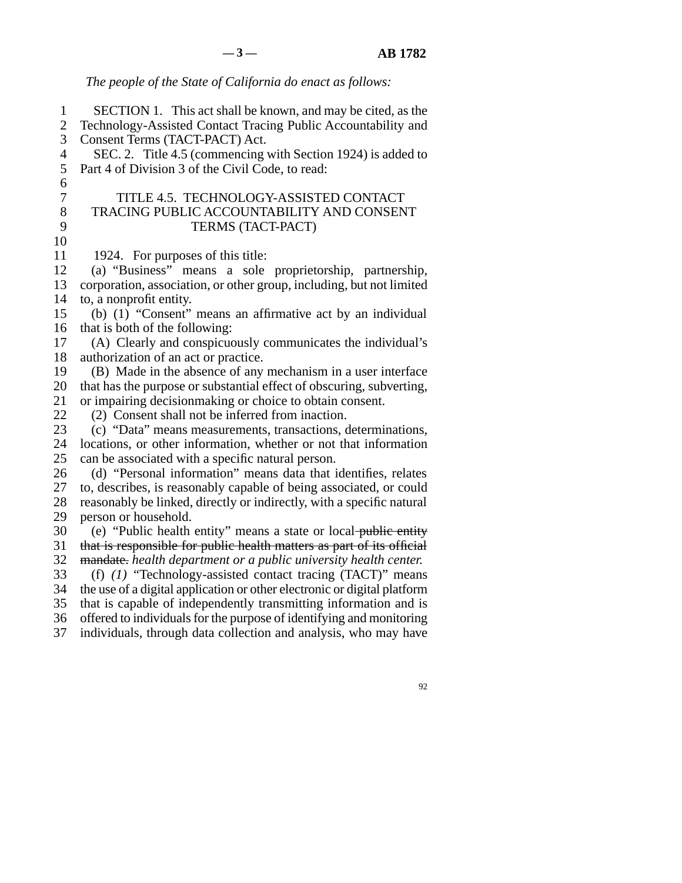*The people of the State of California do enact as follows:*

SECTION 1. This act shall be known, and may be cited, as the Technology-Assisted Contact Tracing Public Accountability and Consent Terms (TACT-PACT) Act.

SEC. 2. Title 4.5 (commencing with Section 1924) is added to Part 4 of Division 3 of the Civil Code, to read:

## TITLE 4.5. TECHNOLOGY-ASSISTED CONTACT TRACING PUBLIC ACCOUNTABILITY AND CONSENT TERMS (TACT-PACT)

1924. For purposes of this title:

(a) "Business" means a sole proprietorship, partnership, corporation, association, or other group, including, but not limited to, a nonprofit entity.

(b) (1) "Consent" means an affirmative act by an individual that is both of the following:

(A) Clearly and conspicuously communicates the individual's authorization of an act or practice.

(B) Made in the absence of any mechanism in a user interface that has the purpose or substantial effect of obscuring, subverting, or impairing decisionmaking or choice to obtain consent.

(2) Consent shall not be inferred from inaction.

(c) "Data" means measurements, transactions, determinations, locations, or other information, whether or not that information can be associated with a specific natural person.

(d) "Personal information" means data that identifies, relates to, describes, is reasonably capable of being associated, or could reasonably be linked, directly or indirectly, with a specific natural person or household.

(e) "Public health entity" means a state or local ~~public entity that is responsible for public health matters as part of its official mandate.~~ *health department or a public university health center.*

(f) *(1)* "Technology-assisted contact tracing (TACT)" means the use of a digital application or other electronic or digital platform that is capable of independently transmitting information and is offered to individuals for the purpose of identifying and monitoring individuals, through data collection and analysis, who may have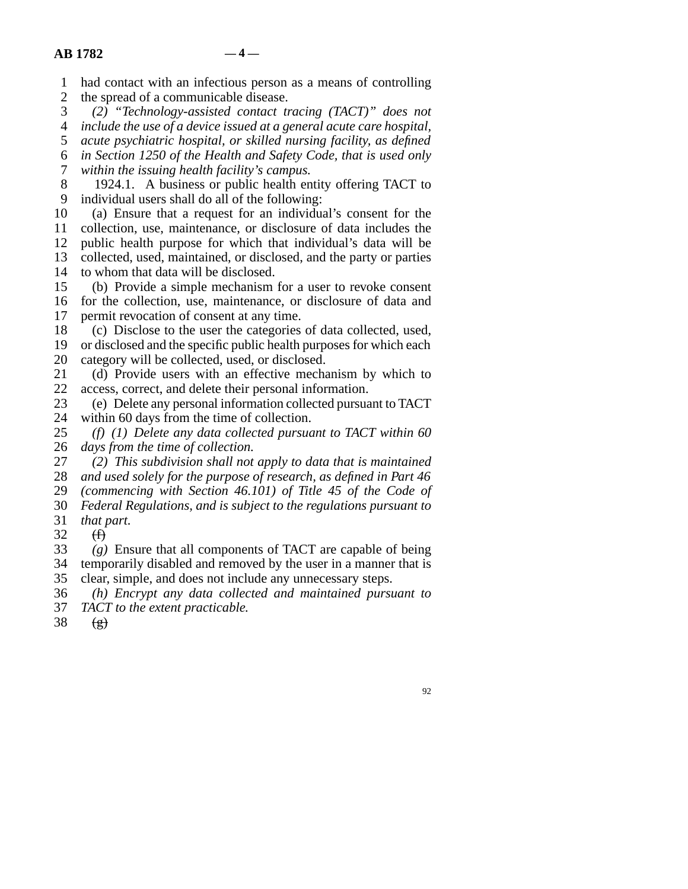had contact with an infectious person as a means of controlling the spread of a communicable disease.

*(2) "Technology-assisted contact tracing (TACT)" does not include the use of a device issued at a general acute care hospital, acute psychiatric hospital, or skilled nursing facility, as defined in Section 1250 of the Health and Safety Code, that is used only within the issuing health facility's campus.*

1924.1. A business or public health entity offering TACT to individual users shall do all of the following:

(a) Ensure that a request for an individual's consent for the collection, use, maintenance, or disclosure of data includes the public health purpose for which that individual's data will be collected, used, maintained, or disclosed, and the party or parties to whom that data will be disclosed.

(b) Provide a simple mechanism for a user to revoke consent for the collection, use, maintenance, or disclosure of data and permit revocation of consent at any time.

(c) Disclose to the user the categories of data collected, used, or disclosed and the specific public health purposes for which each category will be collected, used, or disclosed.

(d) Provide users with an effective mechanism by which to access, correct, and delete their personal information.

(e) Delete any personal information collected pursuant to TACT within 60 days from the time of collection.

*(f) (1) Delete any data collected pursuant to TACT within 60 days from the time of collection.*

*(2) This subdivision shall not apply to data that is maintained and used solely for the purpose of research, as defined in Part 46 (commencing with Section 46.101) of Title 45 of the Code of Federal Regulations, and is subject to the regulations pursuant to that part.*

~~(f)~~

*(g)* Ensure that all components of TACT are capable of being temporarily disabled and removed by the user in a manner that is clear, simple, and does not include any unnecessary steps.

*(h) Encrypt any data collected and maintained pursuant to TACT to the extent practicable.*

~~(g)~~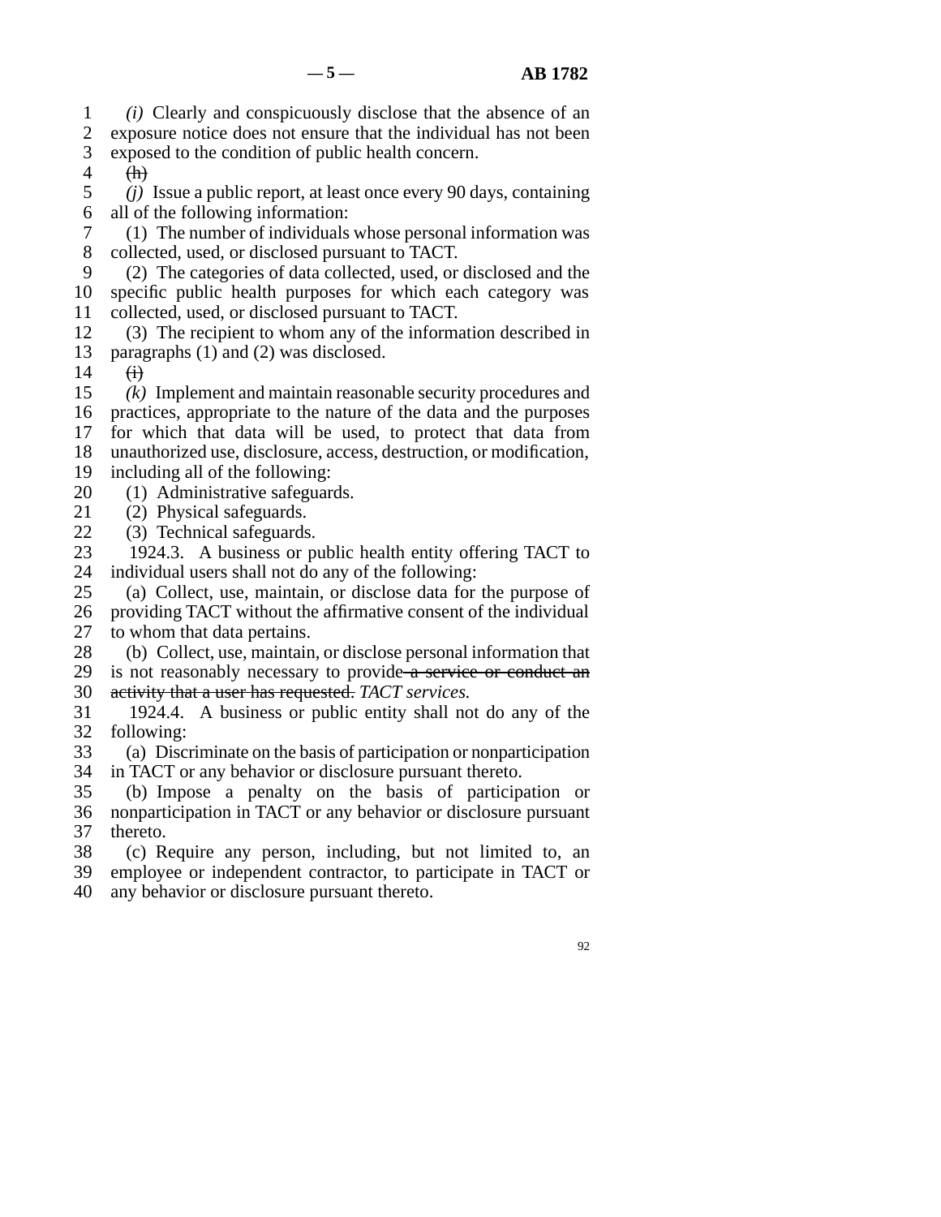*(i)* Clearly and conspicuously disclose that the absence of an exposure notice does not ensure that the individual has not been exposed to the condition of public health concern.

~~(h)~~

*(j)* Issue a public report, at least once every 90 days, containing all of the following information:

(1) The number of individuals whose personal information was collected, used, or disclosed pursuant to TACT.

(2) The categories of data collected, used, or disclosed and the specific public health purposes for which each category was collected, used, or disclosed pursuant to TACT.

(3) The recipient to whom any of the information described in paragraphs (1) and (2) was disclosed.

~~(i)~~

*(k)* Implement and maintain reasonable security procedures and practices, appropriate to the nature of the data and the purposes for which that data will be used, to protect that data from unauthorized use, disclosure, access, destruction, or modification, including all of the following:

(1) Administrative safeguards.

(2) Physical safeguards.

(3) Technical safeguards.

1924.3. A business or public health entity offering TACT to individual users shall not do any of the following:

(a) Collect, use, maintain, or disclose data for the purpose of providing TACT without the affirmative consent of the individual to whom that data pertains.

(b) Collect, use, maintain, or disclose personal information that is not reasonably necessary to provide ~~a service or conduct an activity that a user has requested.~~ *TACT services.*

1924.4. A business or public entity shall not do any of the following:

(a) Discriminate on the basis of participation or nonparticipation in TACT or any behavior or disclosure pursuant thereto.

(b) Impose a penalty on the basis of participation or nonparticipation in TACT or any behavior or disclosure pursuant thereto.

(c) Require any person, including, but not limited to, an employee or independent contractor, to participate in TACT or any behavior or disclosure pursuant thereto.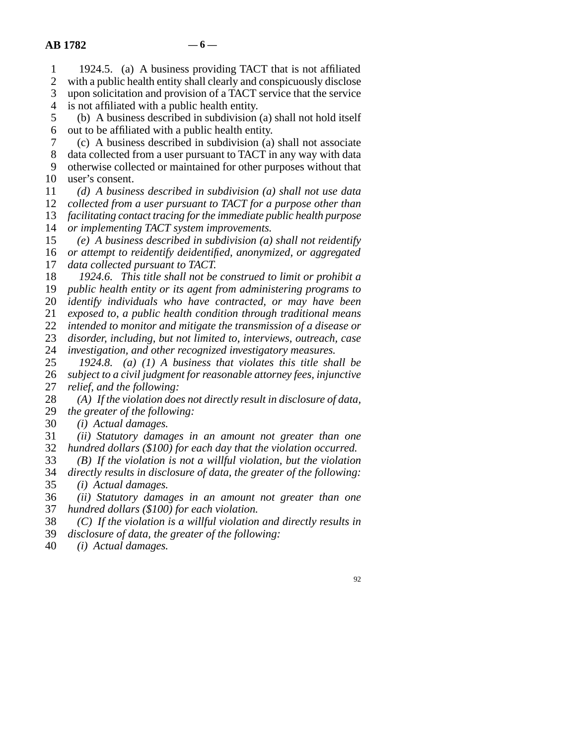1924.5. (a) A business providing TACT that is not affiliated with a public health entity shall clearly and conspicuously disclose upon solicitation and provision of a TACT service that the service is not affiliated with a public health entity.

(b) A business described in subdivision (a) shall not hold itself out to be affiliated with a public health entity.

(c) A business described in subdivision (a) shall not associate data collected from a user pursuant to TACT in any way with data otherwise collected or maintained for other purposes without that user's consent.

*(d) A business described in subdivision (a) shall not use data collected from a user pursuant to TACT for a purpose other than facilitating contact tracing for the immediate public health purpose or implementing TACT system improvements.*

*(e) A business described in subdivision (a) shall not reidentify or attempt to reidentify deidentified, anonymized, or aggregated data collected pursuant to TACT.*

*1924.6. This title shall not be construed to limit or prohibit a public health entity or its agent from administering programs to identify individuals who have contracted, or may have been exposed to, a public health condition through traditional means intended to monitor and mitigate the transmission of a disease or disorder, including, but not limited to, interviews, outreach, case investigation, and other recognized investigatory measures.*

*1924.8. (a) (1) A business that violates this title shall be subject to a civil judgment for reasonable attorney fees, injunctive relief, and the following:*

*(A) If the violation does not directly result in disclosure of data, the greater of the following:*

*(i) Actual damages.*

*(ii) Statutory damages in an amount not greater than one hundred dollars ($100) for each day that the violation occurred.*

*(B) If the violation is not a willful violation, but the violation directly results in disclosure of data, the greater of the following:*

*(i) Actual damages.*

*(ii) Statutory damages in an amount not greater than one hundred dollars ($100) for each violation.*

*(C) If the violation is a willful violation and directly results in disclosure of data, the greater of the following:*

*(i) Actual damages.*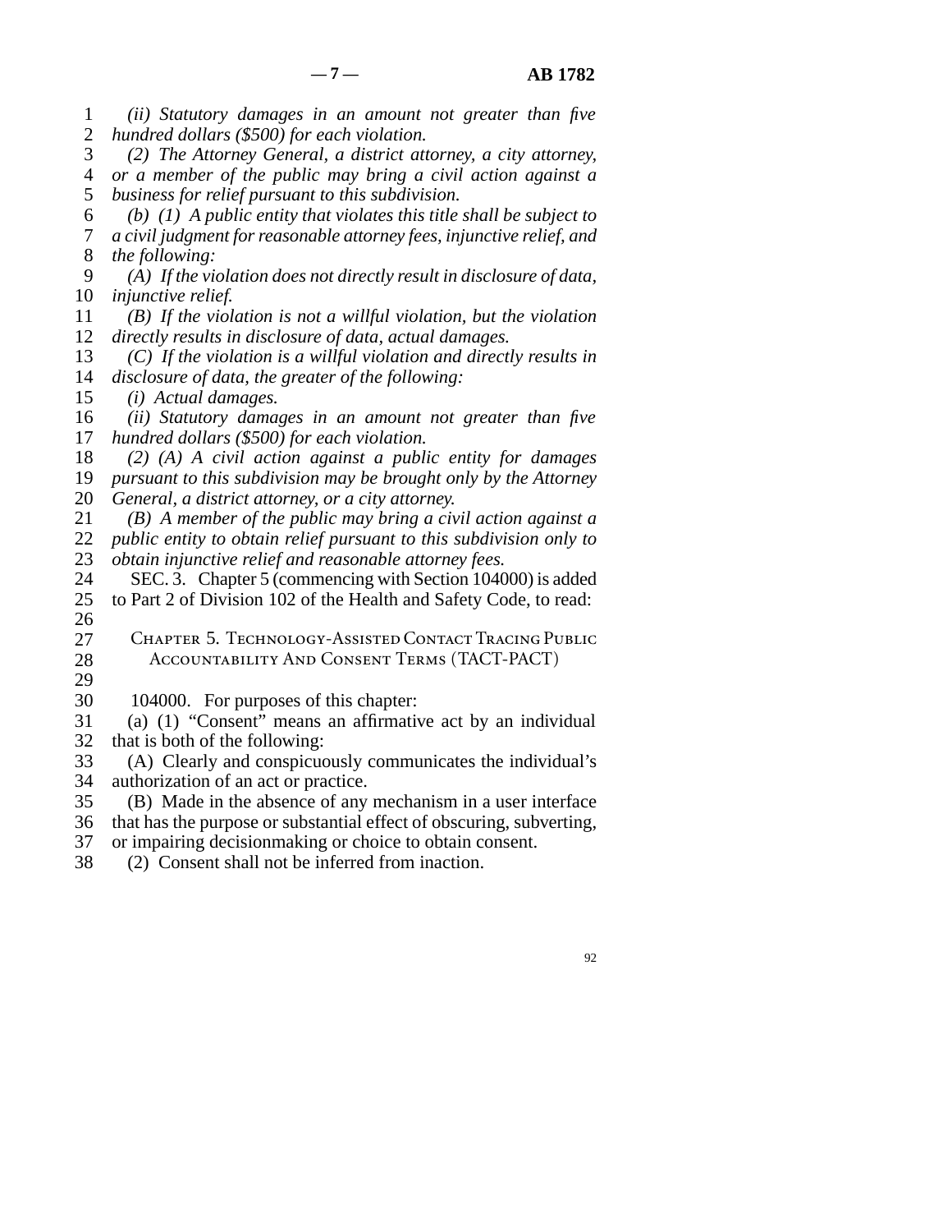*(ii) Statutory damages in an amount not greater than five hundred dollars ($500) for each violation.*

*(2) The Attorney General, a district attorney, a city attorney, or a member of the public may bring a civil action against a business for relief pursuant to this subdivision.*

*(b) (1) A public entity that violates this title shall be subject to a civil judgment for reasonable attorney fees, injunctive relief, and the following:*

*(A) If the violation does not directly result in disclosure of data, injunctive relief.*

*(B) If the violation is not a willful violation, but the violation directly results in disclosure of data, actual damages.*

*(C) If the violation is a willful violation and directly results in disclosure of data, the greater of the following:*

*(i) Actual damages.*

*(ii) Statutory damages in an amount not greater than five hundred dollars ($500) for each violation.*

*(2) (A) A civil action against a public entity for damages pursuant to this subdivision may be brought only by the Attorney General, a district attorney, or a city attorney.*

*(B) A member of the public may bring a civil action against a public entity to obtain relief pursuant to this subdivision only to obtain injunctive relief and reasonable attorney fees.*

SEC. 3. Chapter 5 (commencing with Section 104000) is added to Part 2 of Division 102 of the Health and Safety Code, to read:

## Chapter 5. Technology-Assisted Contact Tracing Public Accountability And Consent Terms (TACT-PACT)

104000. For purposes of this chapter:

(a) (1) "Consent" means an affirmative act by an individual that is both of the following:

(A) Clearly and conspicuously communicates the individual's authorization of an act or practice.

(B) Made in the absence of any mechanism in a user interface that has the purpose or substantial effect of obscuring, subverting, or impairing decisionmaking or choice to obtain consent.

(2) Consent shall not be inferred from inaction.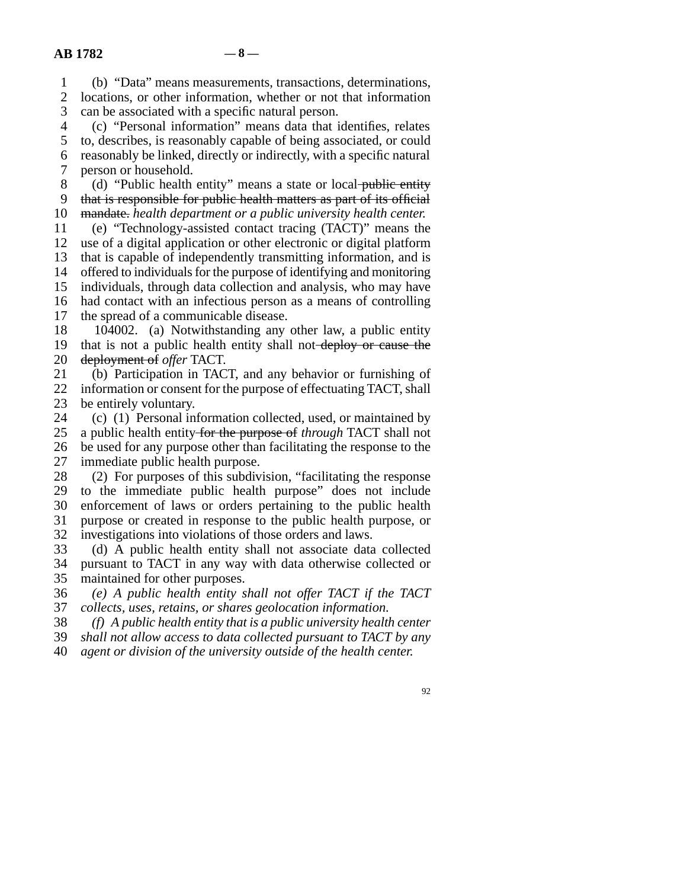(b) "Data" means measurements, transactions, determinations, locations, or other information, whether or not that information can be associated with a specific natural person.

(c) "Personal information" means data that identifies, relates to, describes, is reasonably capable of being associated, or could reasonably be linked, directly or indirectly, with a specific natural person or household.

(d) "Public health entity" means a state or local ~~public entity that is responsible for public health matters as part of its official mandate.~~ *health department or a public university health center.*

(e) "Technology-assisted contact tracing (TACT)" means the use of a digital application or other electronic or digital platform that is capable of independently transmitting information, and is offered to individuals for the purpose of identifying and monitoring individuals, through data collection and analysis, who may have had contact with an infectious person as a means of controlling the spread of a communicable disease.

104002. (a) Notwithstanding any other law, a public entity that is not a public health entity shall not ~~deploy or cause the deployment of~~ *offer* TACT.

(b) Participation in TACT, and any behavior or furnishing of information or consent for the purpose of effectuating TACT, shall be entirely voluntary.

(c) (1) Personal information collected, used, or maintained by a public health entity ~~for the purpose of~~ *through* TACT shall not be used for any purpose other than facilitating the response to the immediate public health purpose.

(2) For purposes of this subdivision, "facilitating the response to the immediate public health purpose" does not include enforcement of laws or orders pertaining to the public health purpose or created in response to the public health purpose, or investigations into violations of those orders and laws.

(d) A public health entity shall not associate data collected pursuant to TACT in any way with data otherwise collected or maintained for other purposes.

*(e) A public health entity shall not offer TACT if the TACT collects, uses, retains, or shares geolocation information.*

*(f) A public health entity that is a public university health center shall not allow access to data collected pursuant to TACT by any agent or division of the university outside of the health center.*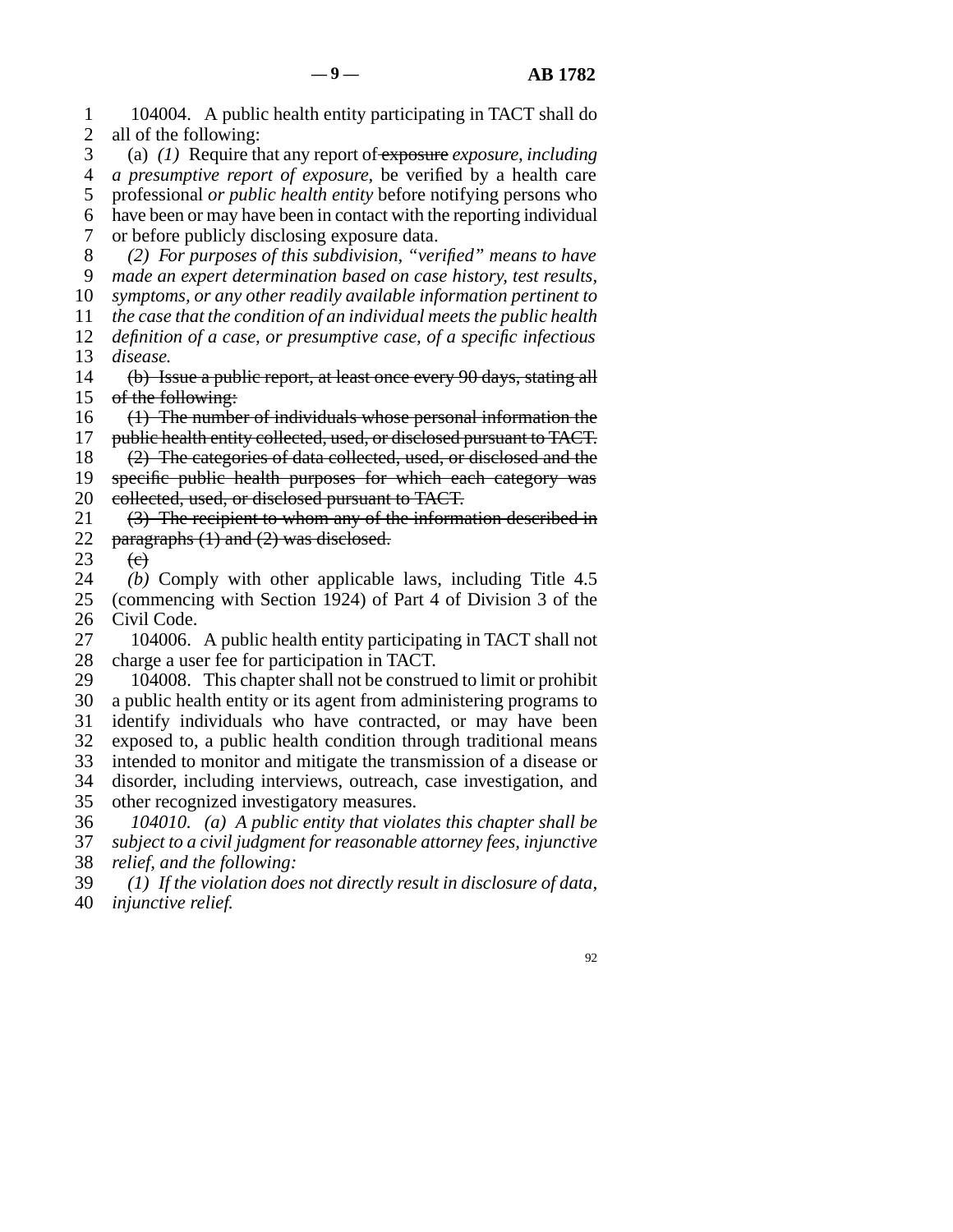104004. A public health entity participating in TACT shall do all of the following:

(a) *(1)* Require that any report of ~~exposure~~ *exposure, including a presumptive report of exposure,* be verified by a health care professional *or public health entity* before notifying persons who have been or may have been in contact with the reporting individual or before publicly disclosing exposure data.

*(2) For purposes of this subdivision, "verified" means to have made an expert determination based on case history, test results, symptoms, or any other readily available information pertinent to the case that the condition of an individual meets the public health definition of a case, or presumptive case, of a specific infectious disease.*

~~(b) Issue a public report, at least once every 90 days, stating all of the following:~~

~~(1) The number of individuals whose personal information the public health entity collected, used, or disclosed pursuant to TACT.~~

~~(2) The categories of data collected, used, or disclosed and the specific public health purposes for which each category was collected, used, or disclosed pursuant to TACT.~~

~~(3) The recipient to whom any of the information described in paragraphs (1) and (2) was disclosed.~~

~~(c)~~

*(b)* Comply with other applicable laws, including Title 4.5 (commencing with Section 1924) of Part 4 of Division 3 of the Civil Code.

104006. A public health entity participating in TACT shall not charge a user fee for participation in TACT.

104008. This chapter shall not be construed to limit or prohibit a public health entity or its agent from administering programs to identify individuals who have contracted, or may have been exposed to, a public health condition through traditional means intended to monitor and mitigate the transmission of a disease or disorder, including interviews, outreach, case investigation, and other recognized investigatory measures.

*104010. (a) A public entity that violates this chapter shall be subject to a civil judgment for reasonable attorney fees, injunctive relief, and the following:*

*(1) If the violation does not directly result in disclosure of data, injunctive relief.*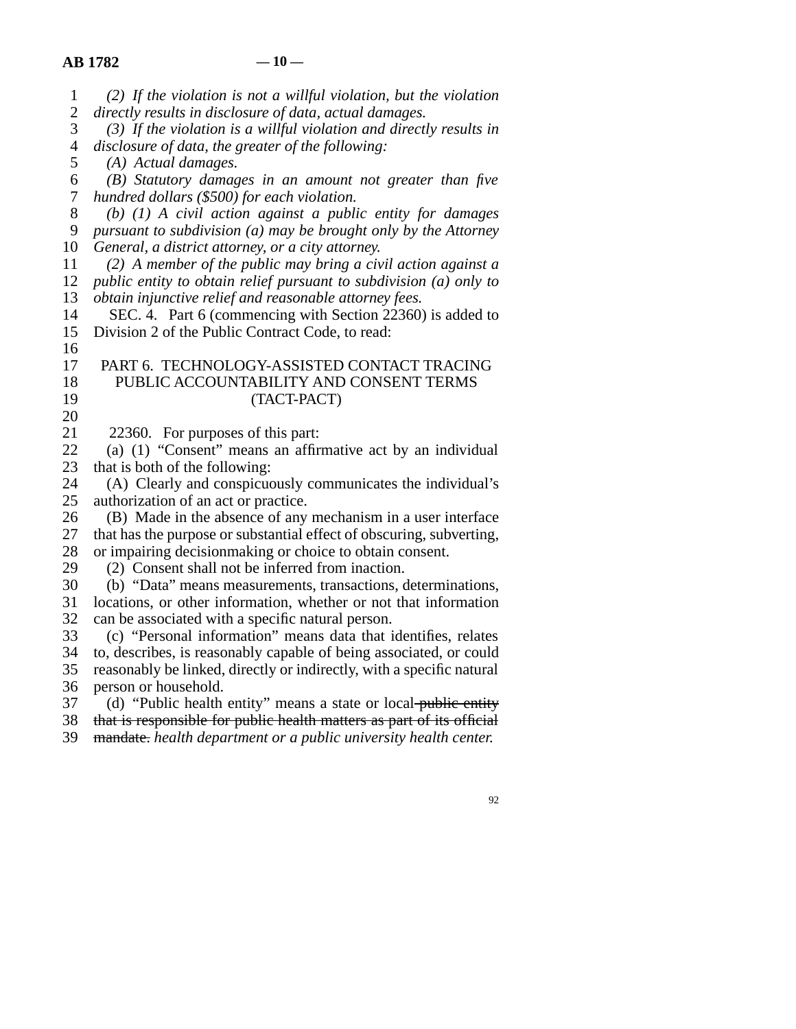*(2) If the violation is not a willful violation, but the violation directly results in disclosure of data, actual damages.*

*(3) If the violation is a willful violation and directly results in disclosure of data, the greater of the following:*

*(A) Actual damages.*

*(B) Statutory damages in an amount not greater than five hundred dollars ($500) for each violation.*

*(b) (1) A civil action against a public entity for damages pursuant to subdivision (a) may be brought only by the Attorney General, a district attorney, or a city attorney.*

*(2) A member of the public may bring a civil action against a public entity to obtain relief pursuant to subdivision (a) only to obtain injunctive relief and reasonable attorney fees.*

SEC. 4. Part 6 (commencing with Section 22360) is added to Division 2 of the Public Contract Code, to read:

## PART 6. TECHNOLOGY-ASSISTED CONTACT TRACING PUBLIC ACCOUNTABILITY AND CONSENT TERMS (TACT-PACT)

22360. For purposes of this part:

(a) (1) "Consent" means an affirmative act by an individual that is both of the following:

(A) Clearly and conspicuously communicates the individual's authorization of an act or practice.

(B) Made in the absence of any mechanism in a user interface that has the purpose or substantial effect of obscuring, subverting, or impairing decisionmaking or choice to obtain consent.

(2) Consent shall not be inferred from inaction.

(b) "Data" means measurements, transactions, determinations, locations, or other information, whether or not that information can be associated with a specific natural person.

(c) "Personal information" means data that identifies, relates to, describes, is reasonably capable of being associated, or could reasonably be linked, directly or indirectly, with a specific natural person or household.

(d) "Public health entity" means a state or local ~~public entity that is responsible for public health matters as part of its official mandate.~~ *health department or a public university health center.*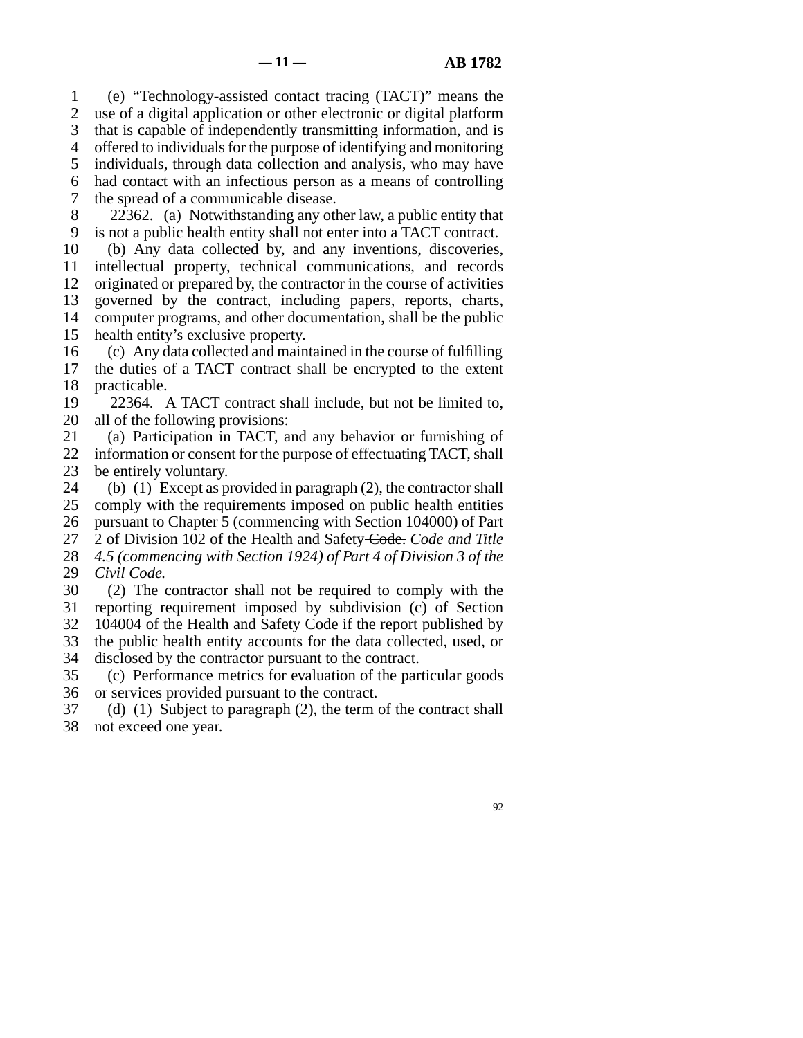(e) “Technology-assisted contact tracing (TACT)” means the use of a digital application or other electronic or digital platform that is capable of independently transmitting information, and is offered to individuals for the purpose of identifying and monitoring individuals, through data collection and analysis, who may have had contact with an infectious person as a means of controlling the spread of a communicable disease.

22362. (a) Notwithstanding any other law, a public entity that is not a public health entity shall not enter into a TACT contract.

(b) Any data collected by, and any inventions, discoveries, intellectual property, technical communications, and records originated or prepared by, the contractor in the course of activities governed by the contract, including papers, reports, charts, computer programs, and other documentation, shall be the public health entity’s exclusive property.

(c) Any data collected and maintained in the course of fulfilling the duties of a TACT contract shall be encrypted to the extent practicable.

22364. A TACT contract shall include, but not be limited to, all of the following provisions:

(a) Participation in TACT, and any behavior or furnishing of information or consent for the purpose of effectuating TACT, shall be entirely voluntary.

(b) (1) Except as provided in paragraph (2), the contractor shall comply with the requirements imposed on public health entities pursuant to Chapter 5 (commencing with Section 104000) of Part 2 of Division 102 of the Health and Safety ~~Code.~~ *Code and Title 4.5 (commencing with Section 1924) of Part 4 of Division 3 of the Civil Code.*

(2) The contractor shall not be required to comply with the reporting requirement imposed by subdivision (c) of Section 104004 of the Health and Safety Code if the report published by the public health entity accounts for the data collected, used, or disclosed by the contractor pursuant to the contract.

(c) Performance metrics for evaluation of the particular goods or services provided pursuant to the contract.

(d) (1) Subject to paragraph (2), the term of the contract shall not exceed one year.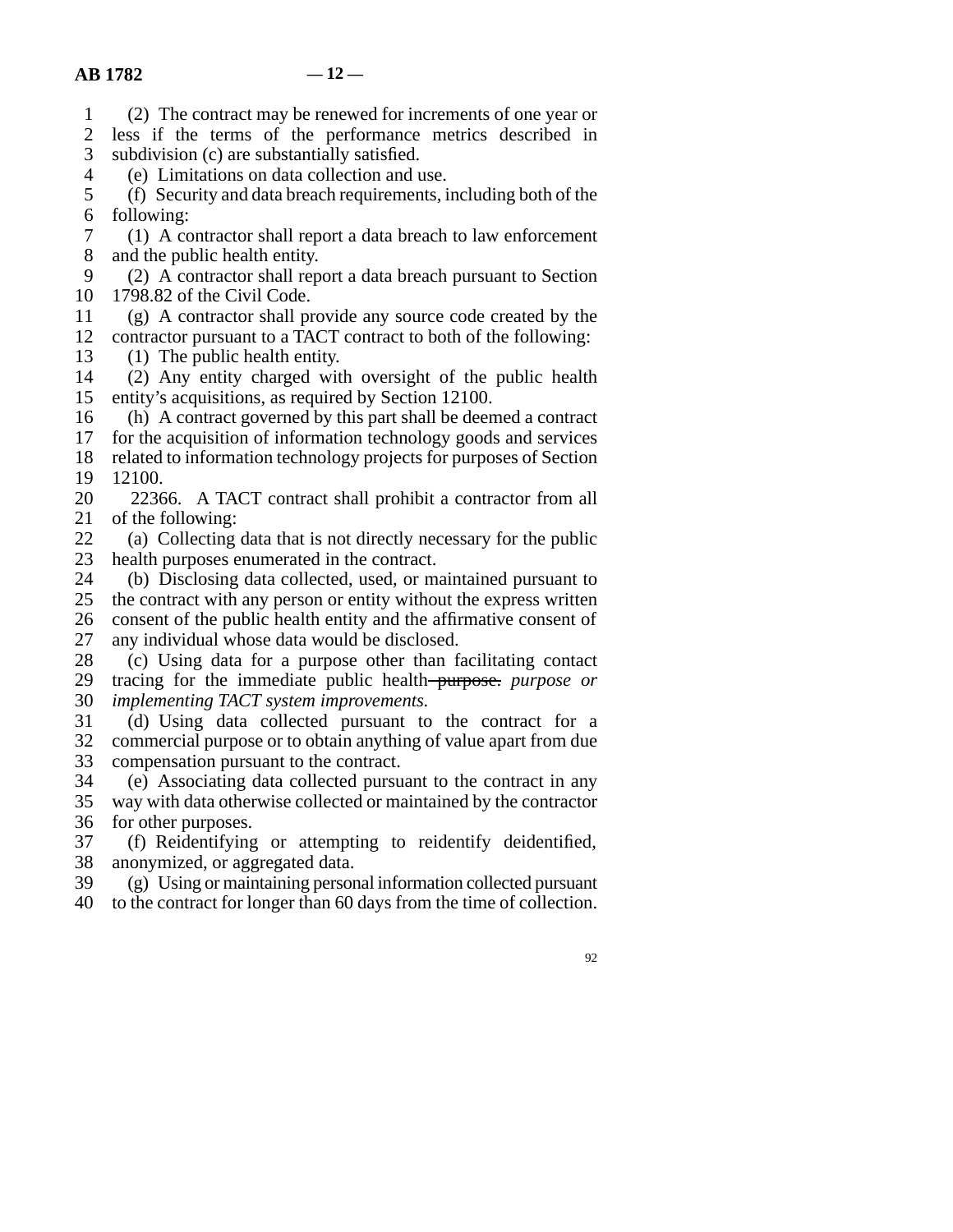(2) The contract may be renewed for increments of one year or less if the terms of the performance metrics described in subdivision (c) are substantially satisfied.

(e) Limitations on data collection and use.

(f) Security and data breach requirements, including both of the following:

(1) A contractor shall report a data breach to law enforcement and the public health entity.

(2) A contractor shall report a data breach pursuant to Section 1798.82 of the Civil Code.

(g) A contractor shall provide any source code created by the contractor pursuant to a TACT contract to both of the following:

(1) The public health entity.

(2) Any entity charged with oversight of the public health entity's acquisitions, as required by Section 12100.

(h) A contract governed by this part shall be deemed a contract for the acquisition of information technology goods and services related to information technology projects for purposes of Section 12100.

22366. A TACT contract shall prohibit a contractor from all of the following:

(a) Collecting data that is not directly necessary for the public health purposes enumerated in the contract.

(b) Disclosing data collected, used, or maintained pursuant to the contract with any person or entity without the express written consent of the public health entity and the affirmative consent of any individual whose data would be disclosed.

(c) Using data for a purpose other than facilitating contact tracing for the immediate public health ~~purpose.~~ *purpose or implementing TACT system improvements.*

(d) Using data collected pursuant to the contract for a commercial purpose or to obtain anything of value apart from due compensation pursuant to the contract.

(e) Associating data collected pursuant to the contract in any way with data otherwise collected or maintained by the contractor for other purposes.

(f) Reidentifying or attempting to reidentify deidentified, anonymized, or aggregated data.

(g) Using or maintaining personal information collected pursuant to the contract for longer than 60 days from the time of collection.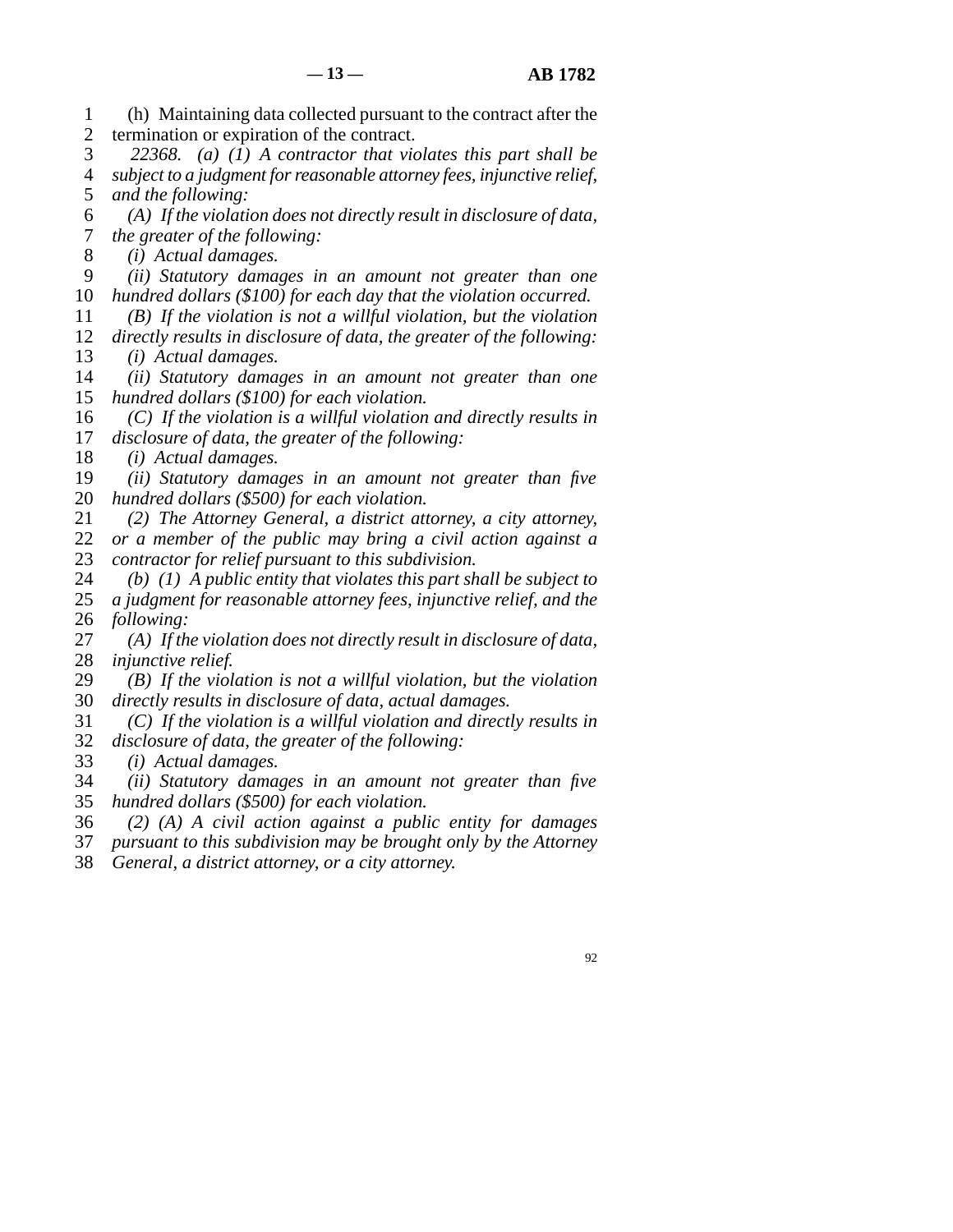(h) Maintaining data collected pursuant to the contract after the termination or expiration of the contract.

*22368. (a) (1) A contractor that violates this part shall be subject to a judgment for reasonable attorney fees, injunctive relief, and the following:*

*(A) If the violation does not directly result in disclosure of data, the greater of the following:*

*(i) Actual damages.*

*(ii) Statutory damages in an amount not greater than one hundred dollars ($100) for each day that the violation occurred.*

*(B) If the violation is not a willful violation, but the violation directly results in disclosure of data, the greater of the following:*

*(i) Actual damages.*

*(ii) Statutory damages in an amount not greater than one hundred dollars ($100) for each violation.*

*(C) If the violation is a willful violation and directly results in disclosure of data, the greater of the following:*

*(i) Actual damages.*

*(ii) Statutory damages in an amount not greater than five hundred dollars ($500) for each violation.*

*(2) The Attorney General, a district attorney, a city attorney, or a member of the public may bring a civil action against a contractor for relief pursuant to this subdivision.*

*(b) (1) A public entity that violates this part shall be subject to a judgment for reasonable attorney fees, injunctive relief, and the following:*

*(A) If the violation does not directly result in disclosure of data, injunctive relief.*

*(B) If the violation is not a willful violation, but the violation directly results in disclosure of data, actual damages.*

*(C) If the violation is a willful violation and directly results in disclosure of data, the greater of the following:*

*(i) Actual damages.*

*(ii) Statutory damages in an amount not greater than five hundred dollars ($500) for each violation.*

*(2) (A) A civil action against a public entity for damages pursuant to this subdivision may be brought only by the Attorney General, a district attorney, or a city attorney.*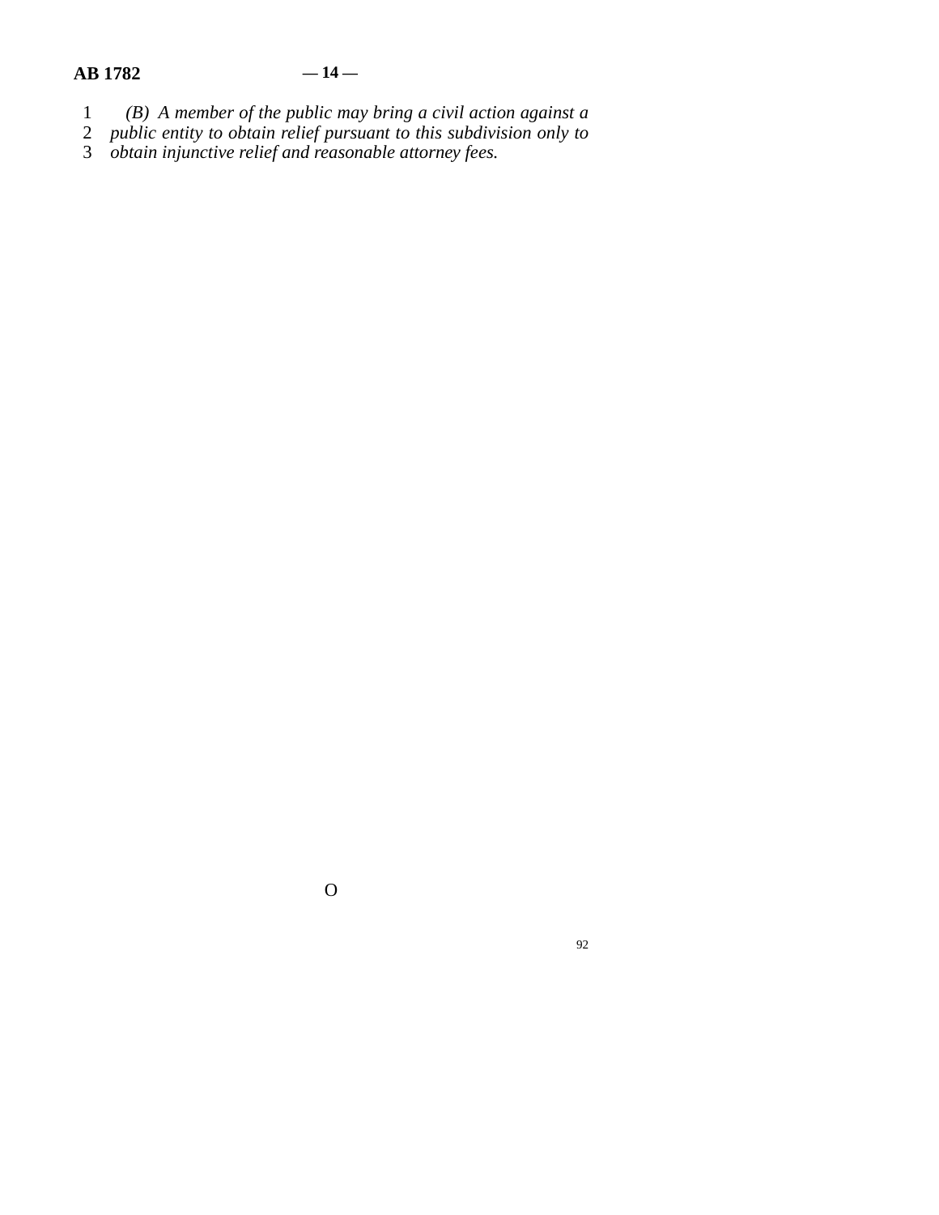*(B) A member of the public may bring a civil action against a public entity to obtain relief pursuant to this subdivision only to obtain injunctive relief and reasonable attorney fees.*

O